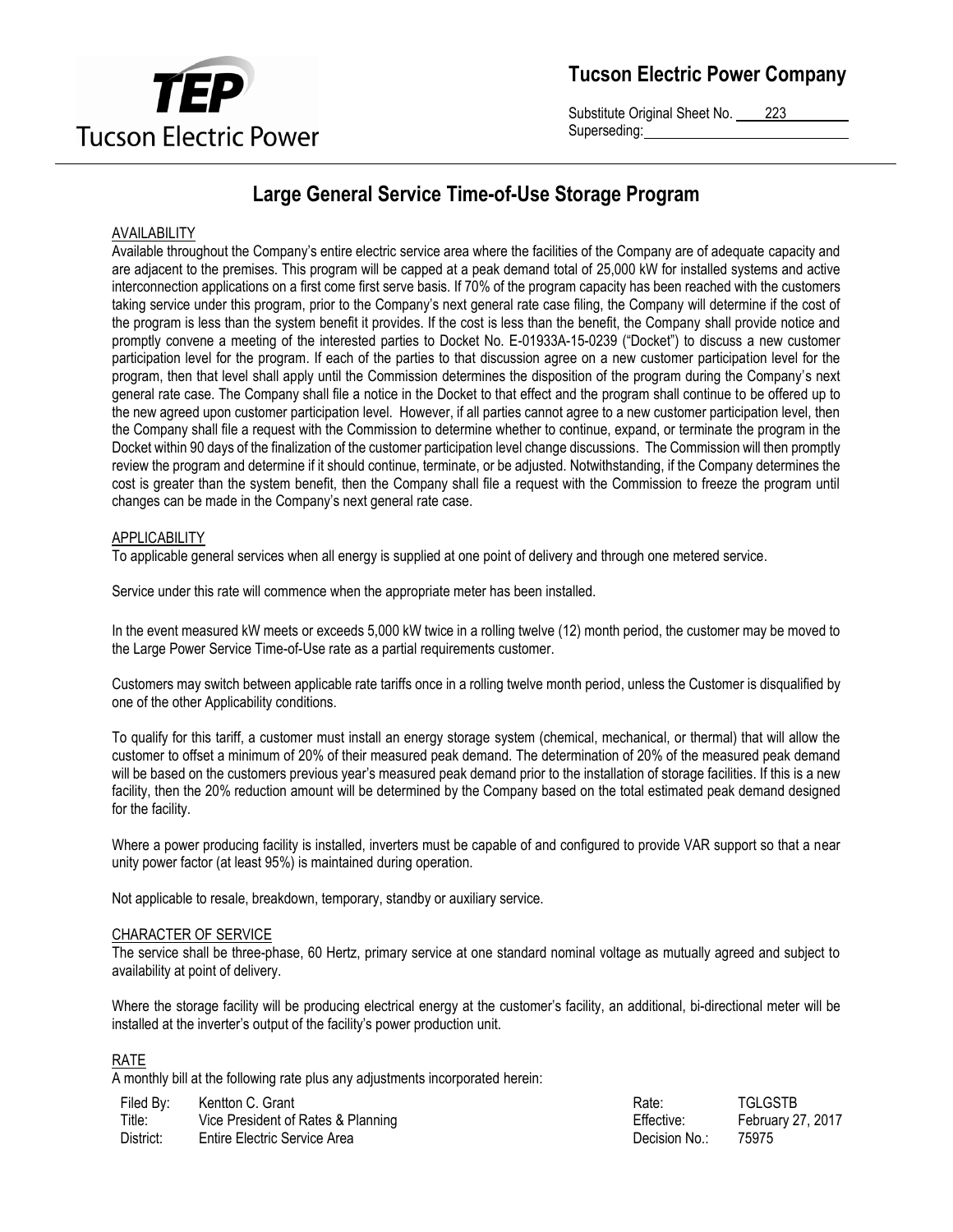# Tucson Electric Power Company

Substitute Original Sheet No. 223
Superseding:

## Large General Service Time-of-Use Storage Program

### AVAILABILITY

Available throughout the Company's entire electric service area where the facilities of the Company are of adequate capacity and are adjacent to the premises. This program will be capped at a peak demand total of 25,000 kW for installed systems and active interconnection applications on a first come first serve basis. If 70% of the program capacity has been reached with the customers taking service under this program, prior to the Company's next general rate case filing, the Company will determine if the cost of the program is less than the system benefit it provides. If the cost is less than the benefit, the Company shall provide notice and promptly convene a meeting of the interested parties to Docket No. E-01933A-15-0239 ("Docket") to discuss a new customer participation level for the program. If each of the parties to that discussion agree on a new customer participation level for the program, then that level shall apply until the Commission determines the disposition of the program during the Company's next general rate case. The Company shall file a notice in the Docket to that effect and the program shall continue to be offered up to the new agreed upon customer participation level. However, if all parties cannot agree to a new customer participation level, then the Company shall file a request with the Commission to determine whether to continue, expand, or terminate the program in the Docket within 90 days of the finalization of the customer participation level change discussions. The Commission will then promptly review the program and determine if it should continue, terminate, or be adjusted. Notwithstanding, if the Company determines the cost is greater than the system benefit, then the Company shall file a request with the Commission to freeze the program until changes can be made in the Company's next general rate case.

### APPLICABILITY

To applicable general services when all energy is supplied at one point of delivery and through one metered service.

Service under this rate will commence when the appropriate meter has been installed.

In the event measured kW meets or exceeds 5,000 kW twice in a rolling twelve (12) month period, the customer may be moved to the Large Power Service Time-of-Use rate as a partial requirements customer.

Customers may switch between applicable rate tariffs once in a rolling twelve month period, unless the Customer is disqualified by one of the other Applicability conditions.

To qualify for this tariff, a customer must install an energy storage system (chemical, mechanical, or thermal) that will allow the customer to offset a minimum of 20% of their measured peak demand. The determination of 20% of the measured peak demand will be based on the customers previous year's measured peak demand prior to the installation of storage facilities. If this is a new facility, then the 20% reduction amount will be determined by the Company based on the total estimated peak demand designed for the facility.

Where a power producing facility is installed, inverters must be capable of and configured to provide VAR support so that a near unity power factor (at least 95%) is maintained during operation.

Not applicable to resale, breakdown, temporary, standby or auxiliary service.

### CHARACTER OF SERVICE

The service shall be three-phase, 60 Hertz, primary service at one standard nominal voltage as mutually agreed and subject to availability at point of delivery.

Where the storage facility will be producing electrical energy at the customer's facility, an additional, bi-directional meter will be installed at the inverter's output of the facility's power production unit.

### RATE

A monthly bill at the following rate plus any adjustments incorporated herein:

| | | | |
|---|---|---|---|
| Filed By: | Kentton C. Grant | Rate: | TGLGSTB |
| Title: | Vice President of Rates & Planning | Effective: | February 27, 2017 |
| District: | Entire Electric Service Area | Decision No.: | 75975 |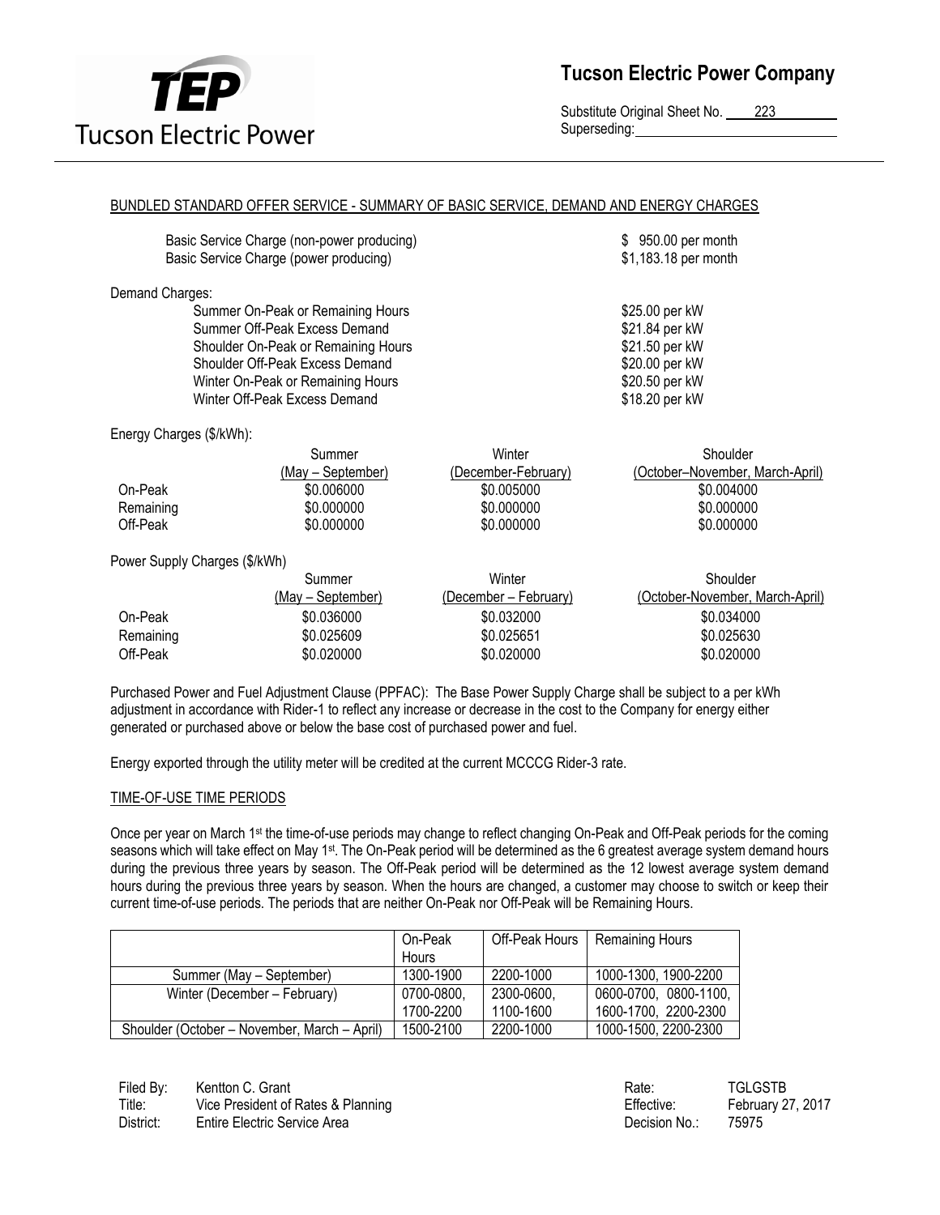## BUNDLED STANDARD OFFER SERVICE - SUMMARY OF BASIC SERVICE, DEMAND AND ENERGY CHARGES

| | |
|---|---|
| Basic Service Charge (non-power producing) | $ 950.00 per month |
| Basic Service Charge (power producing) | $1,183.18 per month |

Demand Charges:

| | |
|---|---|
| Summer On-Peak or Remaining Hours | $25.00 per kW |
| Summer Off-Peak Excess Demand | $21.84 per kW |
| Shoulder On-Peak or Remaining Hours | $21.50 per kW |
| Shoulder Off-Peak Excess Demand | $20.00 per kW |
| Winter On-Peak or Remaining Hours | $20.50 per kW |
| Winter Off-Peak Excess Demand | $18.20 per kW |

Energy Charges ($/kWh):

| | Summer (May – September) | Winter (December-February) | Shoulder (October–November, March-April) |
|---|---|---|---|
| On-Peak | $0.006000 | $0.005000 | $0.004000 |
| Remaining | $0.000000 | $0.000000 | $0.000000 |
| Off-Peak | $0.000000 | $0.000000 | $0.000000 |

Power Supply Charges ($/kWh)

| | Summer (May – September) | Winter (December – February) | Shoulder (October-November, March-April) |
|---|---|---|---|
| On-Peak | $0.036000 | $0.032000 | $0.034000 |
| Remaining | $0.025609 | $0.025651 | $0.025630 |
| Off-Peak | $0.020000 | $0.020000 | $0.020000 |

Purchased Power and Fuel Adjustment Clause (PPFAC): The Base Power Supply Charge shall be subject to a per kWh adjustment in accordance with Rider-1 to reflect any increase or decrease in the cost to the Company for energy either generated or purchased above or below the base cost of purchased power and fuel.

Energy exported through the utility meter will be credited at the current MCCCG Rider-3 rate.

## TIME-OF-USE TIME PERIODS

Once per year on March 1st the time-of-use periods may change to reflect changing On-Peak and Off-Peak periods for the coming seasons which will take effect on May 1st. The On-Peak period will be determined as the 6 greatest average system demand hours during the previous three years by season. The Off-Peak period will be determined as the 12 lowest average system demand hours during the previous three years by season. When the hours are changed, a customer may choose to switch or keep their current time-of-use periods. The periods that are neither On-Peak nor Off-Peak will be Remaining Hours.

| | On-Peak Hours | Off-Peak Hours | Remaining Hours |
|---|---|---|---|
| Summer (May – September) | 1300-1900 | 2200-1000 | 1000-1300, 1900-2200 |
| Winter (December – February) | 0700-0800, 1700-2200 | 2300-0600, 1100-1600 | 0600-0700, 0800-1100, 1600-1700, 2200-2300 |
| Shoulder (October – November, March – April) | 1500-2100 | 2200-1000 | 1000-1500, 2200-2300 |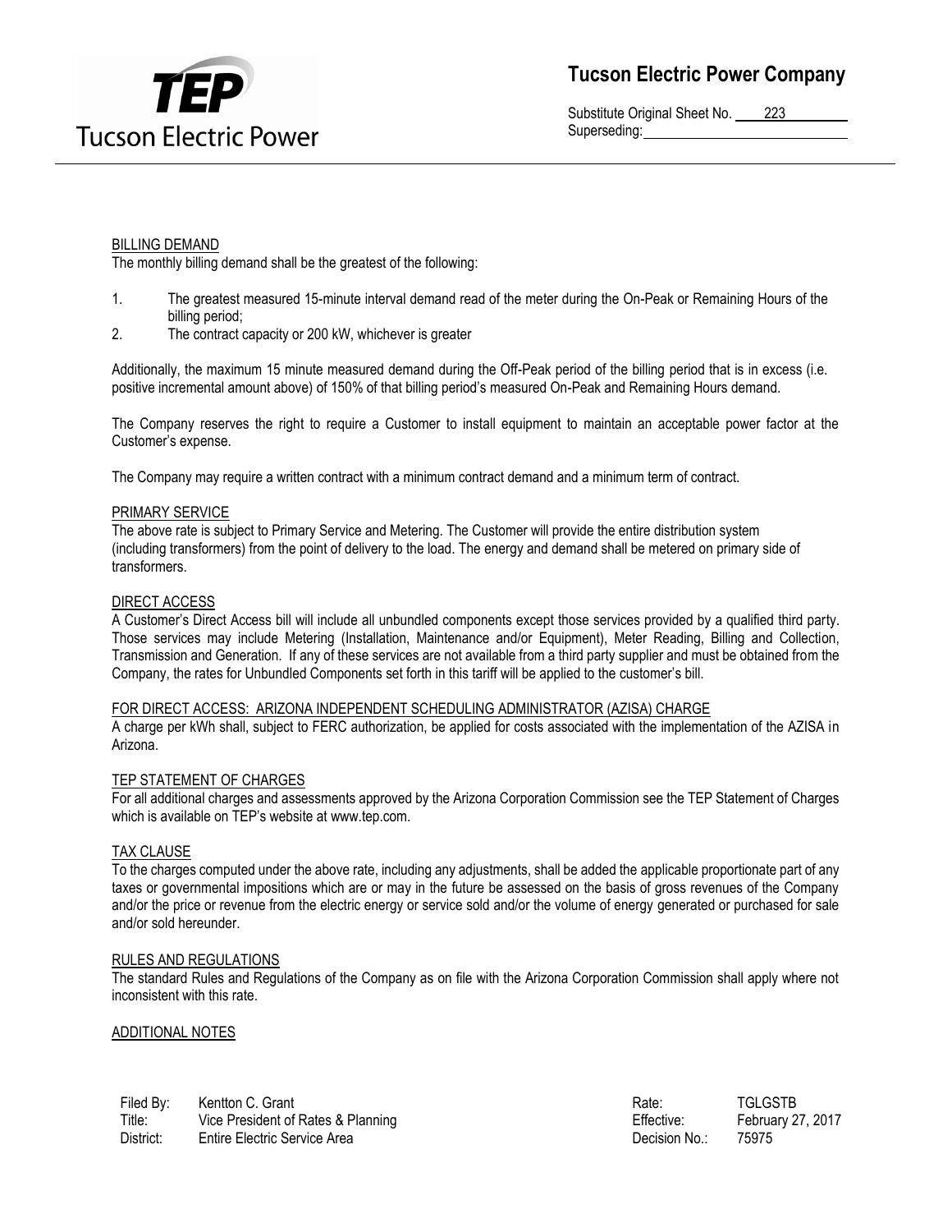BILLING DEMAND

The monthly billing demand shall be the greatest of the following:

1. The greatest measured 15-minute interval demand read of the meter during the On-Peak or Remaining Hours of the billing period;
2. The contract capacity or 200 kW, whichever is greater

Additionally, the maximum 15 minute measured demand during the Off-Peak period of the billing period that is in excess (i.e. positive incremental amount above) of 150% of that billing period's measured On-Peak and Remaining Hours demand.

The Company reserves the right to require a Customer to install equipment to maintain an acceptable power factor at the Customer's expense.

The Company may require a written contract with a minimum contract demand and a minimum term of contract.

PRIMARY SERVICE

The above rate is subject to Primary Service and Metering. The Customer will provide the entire distribution system (including transformers) from the point of delivery to the load. The energy and demand shall be metered on primary side of transformers.

DIRECT ACCESS

A Customer's Direct Access bill will include all unbundled components except those services provided by a qualified third party. Those services may include Metering (Installation, Maintenance and/or Equipment), Meter Reading, Billing and Collection, Transmission and Generation. If any of these services are not available from a third party supplier and must be obtained from the Company, the rates for Unbundled Components set forth in this tariff will be applied to the customer's bill.

FOR DIRECT ACCESS: ARIZONA INDEPENDENT SCHEDULING ADMINISTRATOR (AZISA) CHARGE

A charge per kWh shall, subject to FERC authorization, be applied for costs associated with the implementation of the AZISA in Arizona.

TEP STATEMENT OF CHARGES

For all additional charges and assessments approved by the Arizona Corporation Commission see the TEP Statement of Charges which is available on TEP's website at www.tep.com.

TAX CLAUSE

To the charges computed under the above rate, including any adjustments, shall be added the applicable proportionate part of any taxes or governmental impositions which are or may in the future be assessed on the basis of gross revenues of the Company and/or the price or revenue from the electric energy or service sold and/or the volume of energy generated or purchased for sale and/or sold hereunder.

RULES AND REGULATIONS

The standard Rules and Regulations of the Company as on file with the Arizona Corporation Commission shall apply where not inconsistent with this rate.

ADDITIONAL NOTES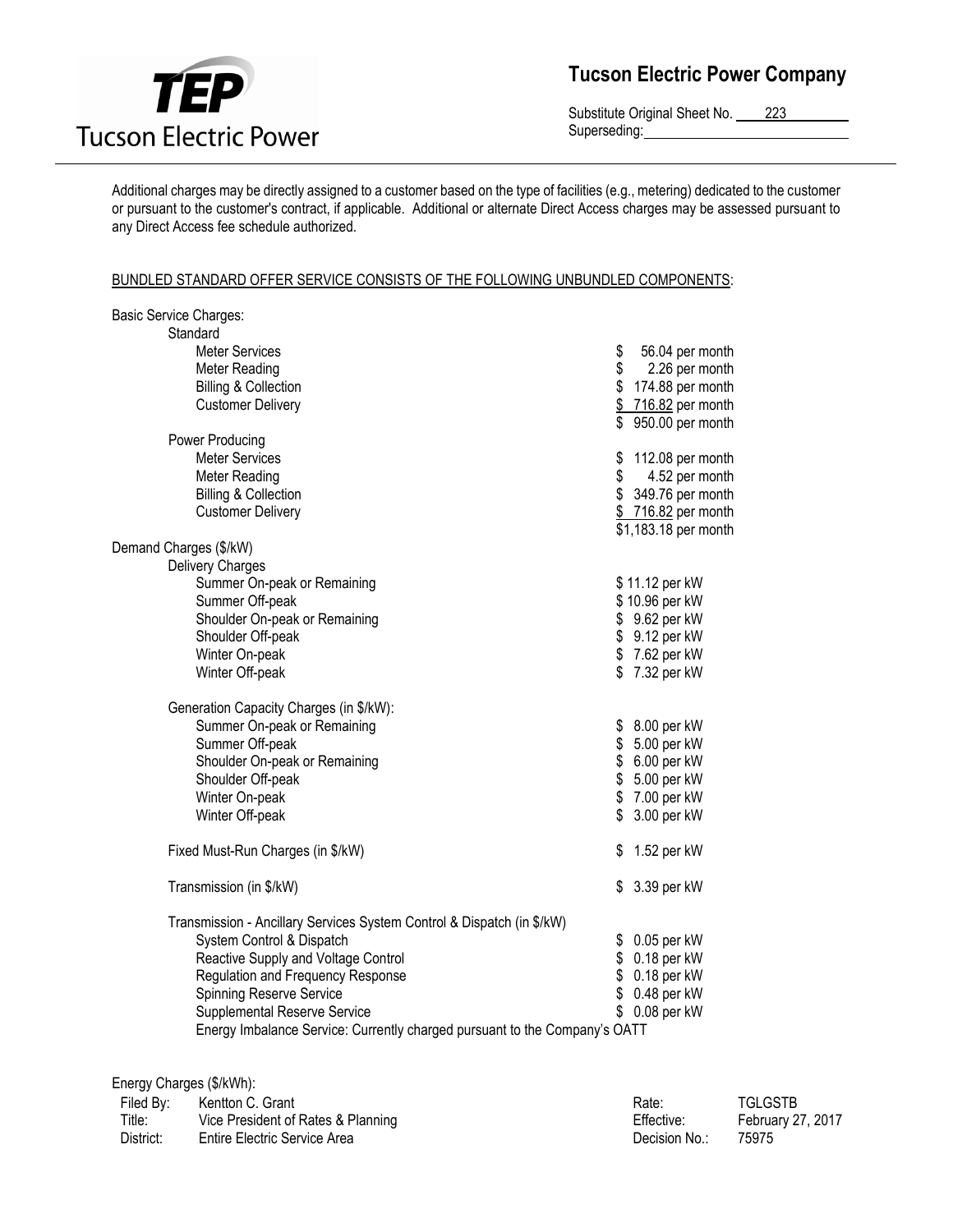Additional charges may be directly assigned to a customer based on the type of facilities (e.g., metering) dedicated to the customer or pursuant to the customer's contract, if applicable. Additional or alternate Direct Access charges may be assessed pursuant to any Direct Access fee schedule authorized.

BUNDLED STANDARD OFFER SERVICE CONSISTS OF THE FOLLOWING UNBUNDLED COMPONENTS:

| Component | Charge |
|---|---|
| **Basic Service Charges:** | |
| Standard | |
| Meter Services | $ 56.04 per month |
| Meter Reading | $ 2.26 per month |
| Billing & Collection | $ 174.88 per month |
| Customer Delivery | $ 716.82 per month |
| | $ 950.00 per month |
| Power Producing | |
| Meter Services | $ 112.08 per month |
| Meter Reading | $ 4.52 per month |
| Billing & Collection | $ 349.76 per month |
| Customer Delivery | $ 716.82 per month |
| | $1,183.18 per month |
| **Demand Charges ($/kW)** | |
| Delivery Charges | |
| Summer On-peak or Remaining | $ 11.12 per kW |
| Summer Off-peak | $ 10.96 per kW |
| Shoulder On-peak or Remaining | $ 9.62 per kW |
| Shoulder Off-peak | $ 9.12 per kW |
| Winter On-peak | $ 7.62 per kW |
| Winter Off-peak | $ 7.32 per kW |
| Generation Capacity Charges (in $/kW): | |
| Summer On-peak or Remaining | $ 8.00 per kW |
| Summer Off-peak | $ 5.00 per kW |
| Shoulder On-peak or Remaining | $ 6.00 per kW |
| Shoulder Off-peak | $ 5.00 per kW |
| Winter On-peak | $ 7.00 per kW |
| Winter Off-peak | $ 3.00 per kW |
| Fixed Must-Run Charges (in $/kW) | $ 1.52 per kW |
| Transmission (in $/kW) | $ 3.39 per kW |
| Transmission - Ancillary Services System Control & Dispatch (in $/kW) | |
| System Control & Dispatch | $ 0.05 per kW |
| Reactive Supply and Voltage Control | $ 0.18 per kW |
| Regulation and Frequency Response | $ 0.18 per kW |
| Spinning Reserve Service | $ 0.48 per kW |
| Supplemental Reserve Service | $ 0.08 per kW |
| Energy Imbalance Service: Currently charged pursuant to the Company's OATT | |

Energy Charges ($/kWh):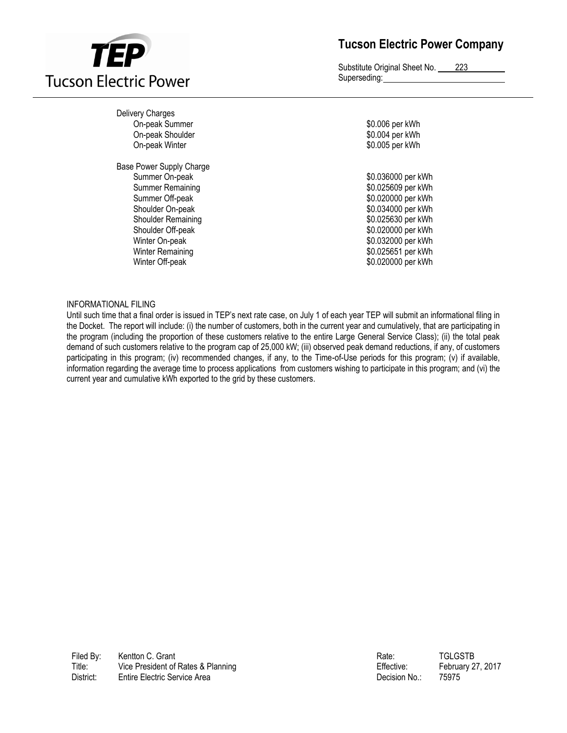Delivery Charges

| | |
|---|---|
| On-peak Summer | $0.006 per kWh |
| On-peak Shoulder | $0.004 per kWh |
| On-peak Winter | $0.005 per kWh |

Base Power Supply Charge

| | |
|---|---|
| Summer On-peak | $0.036000 per kWh |
| Summer Remaining | $0.025609 per kWh |
| Summer Off-peak | $0.020000 per kWh |
| Shoulder On-peak | $0.034000 per kWh |
| Shoulder Remaining | $0.025630 per kWh |
| Shoulder Off-peak | $0.020000 per kWh |
| Winter On-peak | $0.032000 per kWh |
| Winter Remaining | $0.025651 per kWh |
| Winter Off-peak | $0.020000 per kWh |

## INFORMATIONAL FILING

Until such time that a final order is issued in TEP's next rate case, on July 1 of each year TEP will submit an informational filing in the Docket. The report will include: (i) the number of customers, both in the current year and cumulatively, that are participating in the program (including the proportion of these customers relative to the entire Large General Service Class); (ii) the total peak demand of such customers relative to the program cap of 25,000 kW; (iii) observed peak demand reductions, if any, of customers participating in this program; (iv) recommended changes, if any, to the Time-of-Use periods for this program; (v) if available, information regarding the average time to process applications from customers wishing to participate in this program; and (vi) the current year and cumulative kWh exported to the grid by these customers.